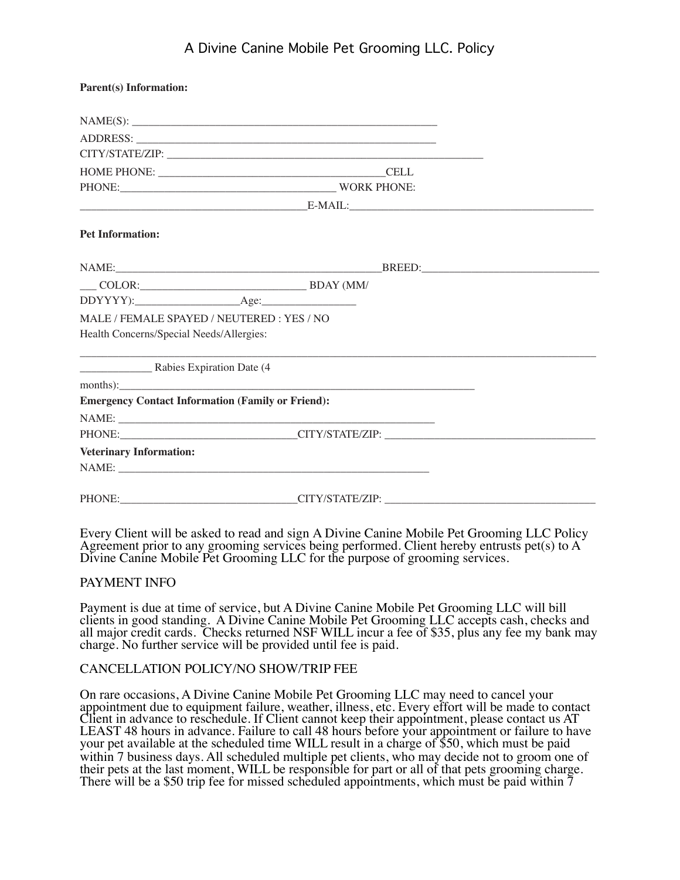# A Divine Canine Mobile Pet Grooming LLC. Policy

**Parent(s) Information:**

NAME(S): ______________________________________________________

ADDRESS: _____________________________________________________

CITY/STATE/ZIP: ______________________________________________________

HOME PHONE: ________________________________________CELL

PHONE:_______________________________________ WORK PHONE:

________________________________________E-MAIL:_____________________________________________

**Pet Information:**

NAME:_______________________________________________BREED:_______________________________

___ COLOR:_____________________________ BDAY (MM/

DDYYYY):___________________Age:_________________

MALE / FEMALE SPAYED / NEUTERED : YES / NO

Health Concerns/Special Needs/Allergies:

___________________________________________________________________________________________

_____________ Rabies Expiration Date (4

months):__________________________________________________________________

**Emergency Contact Information (Family or Friend):**

NAME: ________________________________________________________

PHONE:_______________________________CITY/STATE/ZIP: ______________________________________

**Veterinary Information:**

NAME: _______________________________________________________

PHONE:_______________________________CITY/STATE/ZIP: ______________________________________

Every Client will be asked to read and sign A Divine Canine Mobile Pet Grooming LLC Policy Agreement prior to any grooming services being performed. Client hereby entrusts pet(s) to A Divine Canine Mobile Pet Grooming LLC for the purpose of grooming services.

PAYMENT INFO

Payment is due at time of service, but A Divine Canine Mobile Pet Grooming LLC will bill clients in good standing. A Divine Canine Mobile Pet Grooming LLC accepts cash, checks and all major credit cards. Checks returned NSF WILL incur a fee of $35, plus any fee my bank may charge. No further service will be provided until fee is paid.

CANCELLATION POLICY/NO SHOW/TRIP FEE

On rare occasions, A Divine Canine Mobile Pet Grooming LLC may need to cancel your appointment due to equipment failure, weather, illness, etc. Every effort will be made to contact Client in advance to reschedule. If Client cannot keep their appointment, please contact us AT LEAST 48 hours in advance. Failure to call 48 hours before your appointment or failure to have your pet available at the scheduled time WILL result in a charge of $50, which must be paid within 7 business days. All scheduled multiple pet clients, who may decide not to groom one of their pets at the last moment, WILL be responsible for part or all of that pets grooming charge. There will be a $50 trip fee for missed scheduled appointments, which must be paid within 7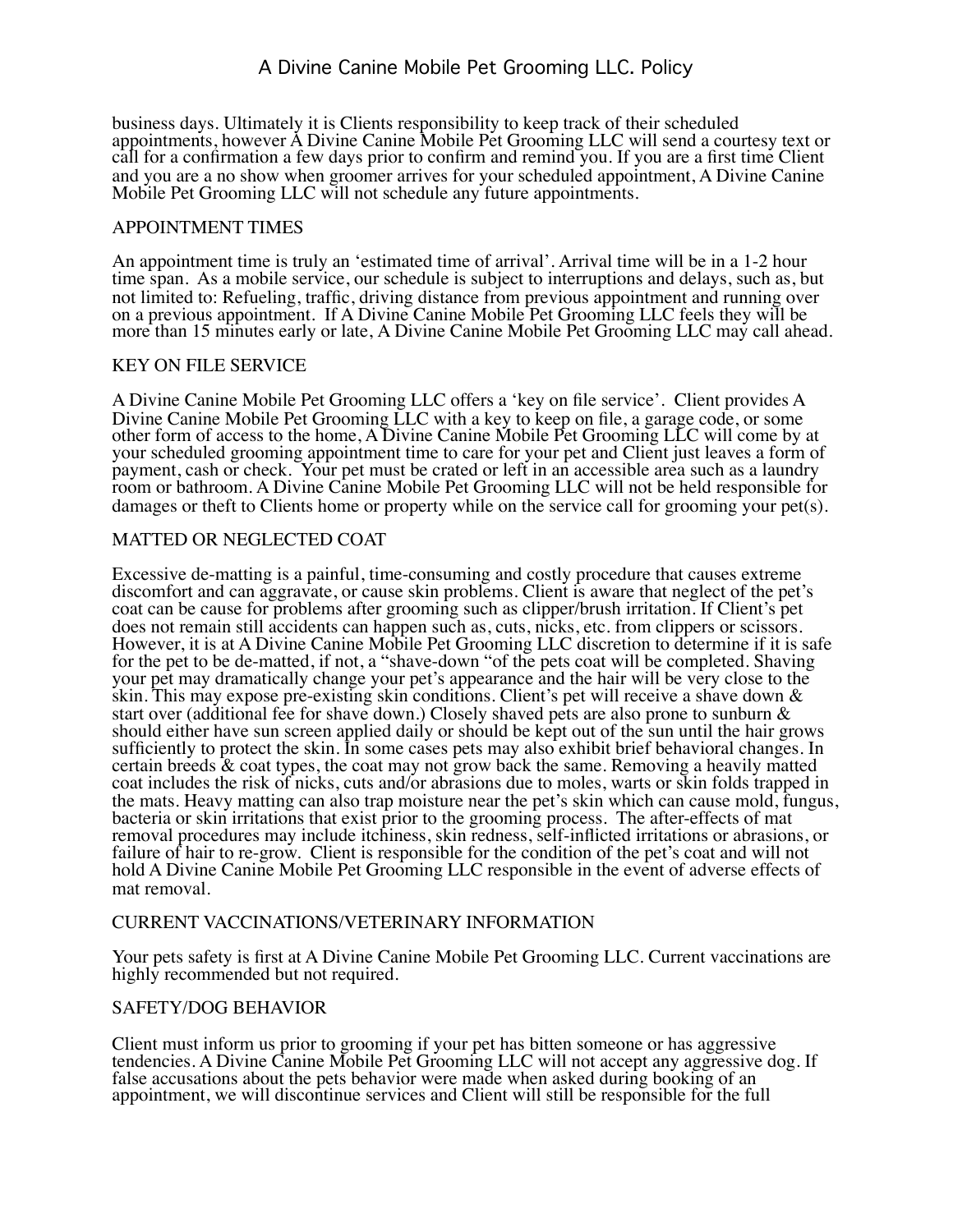business days. Ultimately it is Clients responsibility to keep track of their scheduled appointments, however A Divine Canine Mobile Pet Grooming LLC will send a courtesy text or call for a confirmation a few days prior to confirm and remind you. If you are a first time Client and you are a no show when groomer arrives for your scheduled appointment, A Divine Canine Mobile Pet Grooming LLC will not schedule any future appointments.

## APPOINTMENT TIMES

An appointment time is truly an 'estimated time of arrival'. Arrival time will be in a 1-2 hour time span. As a mobile service, our schedule is subject to interruptions and delays, such as, but not limited to: Refueling, traffic, driving distance from previous appointment and running over on a previous appointment. If A Divine Canine Mobile Pet Grooming LLC feels they will be more than 15 minutes early or late, A Divine Canine Mobile Pet Grooming LLC may call ahead.

## KEY ON FILE SERVICE

A Divine Canine Mobile Pet Grooming LLC offers a 'key on file service'. Client provides A Divine Canine Mobile Pet Grooming LLC with a key to keep on file, a garage code, or some other form of access to the home, A Divine Canine Mobile Pet Grooming LLC will come by at your scheduled grooming appointment time to care for your pet and Client just leaves a form of payment, cash or check. Your pet must be crated or left in an accessible area such as a laundry room or bathroom. A Divine Canine Mobile Pet Grooming LLC will not be held responsible for damages or theft to Clients home or property while on the service call for grooming your pet(s).

## MATTED OR NEGLECTED COAT

Excessive de-matting is a painful, time-consuming and costly procedure that causes extreme discomfort and can aggravate, or cause skin problems. Client is aware that neglect of the pet's coat can be cause for problems after grooming such as clipper/brush irritation. If Client's pet does not remain still accidents can happen such as, cuts, nicks, etc. from clippers or scissors. However, it is at A Divine Canine Mobile Pet Grooming LLC discretion to determine if it is safe for the pet to be de-matted, if not, a "shave-down "of the pets coat will be completed. Shaving your pet may dramatically change your pet's appearance and the hair will be very close to the skin. This may expose pre-existing skin conditions. Client's pet will receive a shave down & start over (additional fee for shave down.) Closely shaved pets are also prone to sunburn & should either have sun screen applied daily or should be kept out of the sun until the hair grows sufficiently to protect the skin. In some cases pets may also exhibit brief behavioral changes. In certain breeds & coat types, the coat may not grow back the same. Removing a heavily matted coat includes the risk of nicks, cuts and/or abrasions due to moles, warts or skin folds trapped in the mats. Heavy matting can also trap moisture near the pet's skin which can cause mold, fungus, bacteria or skin irritations that exist prior to the grooming process. The after-effects of mat removal procedures may include itchiness, skin redness, self-inflicted irritations or abrasions, or failure of hair to re-grow. Client is responsible for the condition of the pet's coat and will not hold A Divine Canine Mobile Pet Grooming LLC responsible in the event of adverse effects of mat removal.

## CURRENT VACCINATIONS/VETERINARY INFORMATION

Your pets safety is first at A Divine Canine Mobile Pet Grooming LLC. Current vaccinations are highly recommended but not required.

## SAFETY/DOG BEHAVIOR

Client must inform us prior to grooming if your pet has bitten someone or has aggressive tendencies. A Divine Canine Mobile Pet Grooming LLC will not accept any aggressive dog. If false accusations about the pets behavior were made when asked during booking of an appointment, we will discontinue services and Client will still be responsible for the full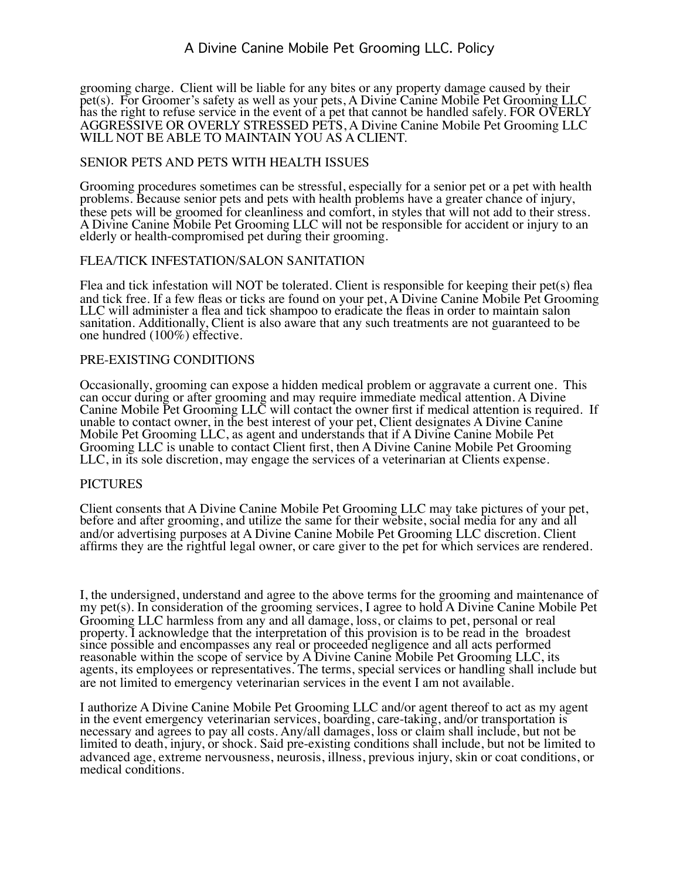grooming charge. Client will be liable for any bites or any property damage caused by their pet(s). For Groomer's safety as well as your pets, A Divine Canine Mobile Pet Grooming LLC has the right to refuse service in the event of a pet that cannot be handled safely. FOR OVERLY AGGRESSIVE OR OVERLY STRESSED PETS, A Divine Canine Mobile Pet Grooming LLC WILL NOT BE ABLE TO MAINTAIN YOU AS A CLIENT.

## SENIOR PETS AND PETS WITH HEALTH ISSUES

Grooming procedures sometimes can be stressful, especially for a senior pet or a pet with health problems. Because senior pets and pets with health problems have a greater chance of injury, these pets will be groomed for cleanliness and comfort, in styles that will not add to their stress. A Divine Canine Mobile Pet Grooming LLC will not be responsible for accident or injury to an elderly or health-compromised pet during their grooming.

## FLEA/TICK INFESTATION/SALON SANITATION

Flea and tick infestation will NOT be tolerated. Client is responsible for keeping their pet(s) flea and tick free. If a few fleas or ticks are found on your pet, A Divine Canine Mobile Pet Grooming LLC will administer a flea and tick shampoo to eradicate the fleas in order to maintain salon sanitation. Additionally, Client is also aware that any such treatments are not guaranteed to be one hundred (100%) effective.

## PRE-EXISTING CONDITIONS

Occasionally, grooming can expose a hidden medical problem or aggravate a current one. This can occur during or after grooming and may require immediate medical attention. A Divine Canine Mobile Pet Grooming LLC will contact the owner first if medical attention is required. If unable to contact owner, in the best interest of your pet, Client designates A Divine Canine Mobile Pet Grooming LLC, as agent and understands that if A Divine Canine Mobile Pet Grooming LLC is unable to contact Client first, then A Divine Canine Mobile Pet Grooming LLC, in its sole discretion, may engage the services of a veterinarian at Clients expense.

## PICTURES

Client consents that A Divine Canine Mobile Pet Grooming LLC may take pictures of your pet, before and after grooming, and utilize the same for their website, social media for any and all and/or advertising purposes at A Divine Canine Mobile Pet Grooming LLC discretion. Client affirms they are the rightful legal owner, or care giver to the pet for which services are rendered.

I, the undersigned, understand and agree to the above terms for the grooming and maintenance of my pet(s). In consideration of the grooming services, I agree to hold A Divine Canine Mobile Pet Grooming LLC harmless from any and all damage, loss, or claims to pet, personal or real property. I acknowledge that the interpretation of this provision is to be read in the broadest since possible and encompasses any real or proceeded negligence and all acts performed reasonable within the scope of service by A Divine Canine Mobile Pet Grooming LLC, its agents, its employees or representatives. The terms, special services or handling shall include but are not limited to emergency veterinarian services in the event I am not available.

I authorize A Divine Canine Mobile Pet Grooming LLC and/or agent thereof to act as my agent in the event emergency veterinarian services, boarding, care-taking, and/or transportation is necessary and agrees to pay all costs. Any/all damages, loss or claim shall include, but not be limited to death, injury, or shock. Said pre-existing conditions shall include, but not be limited to advanced age, extreme nervousness, neurosis, illness, previous injury, skin or coat conditions, or medical conditions.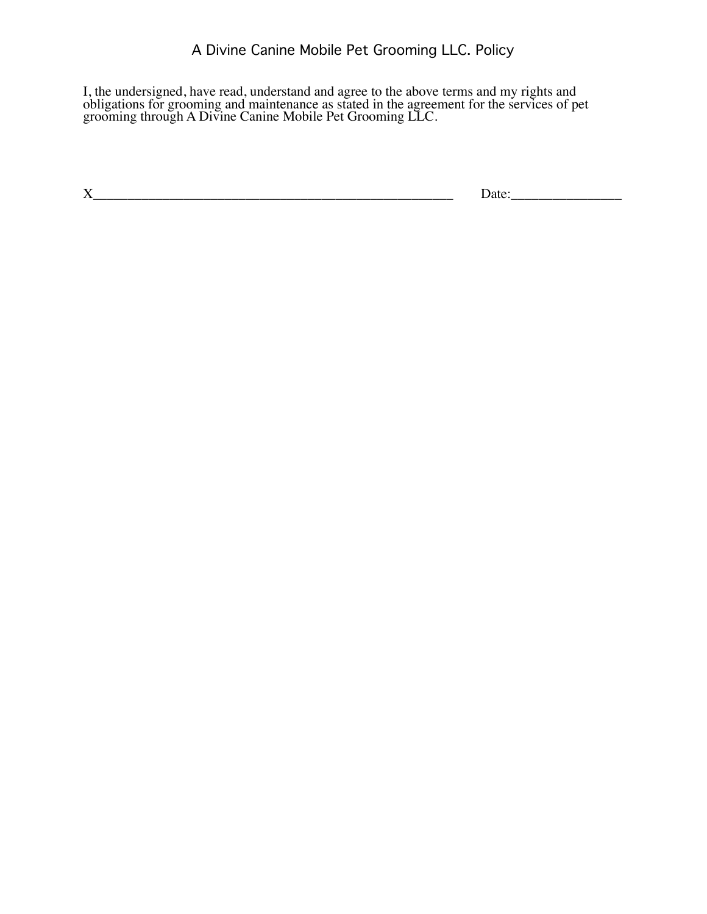A Divine Canine Mobile Pet Grooming LLC. Policy

I, the undersigned, have read, understand and agree to the above terms and my rights and obligations for grooming and maintenance as stated in the agreement for the services of pet grooming through A Divine Canine Mobile Pet Grooming LLC.

X_____________________________________________________ Date:________________